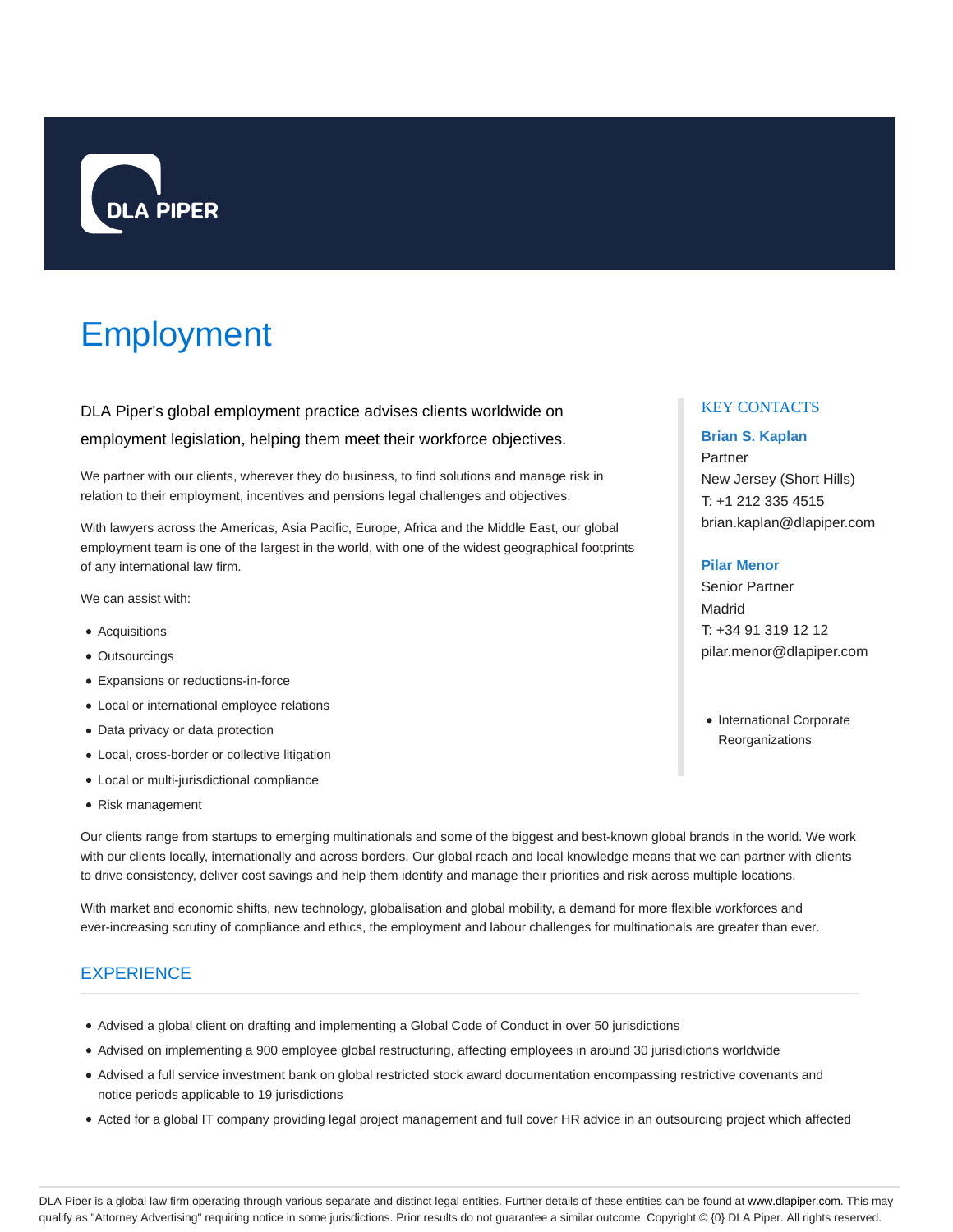DLA PIPER

# Employment

DLA Piper's global employment practice advises clients worldwide on employment legislation, helping them meet their workforce objectives.

We partner with our clients, wherever they do business, to find solutions and manage risk in relation to their employment, incentives and pensions legal challenges and objectives.

With lawyers across the Americas, Asia Pacific, Europe, Africa and the Middle East, our global employment team is one of the largest in the world, with one of the widest geographical footprints of any international law firm.

We can assist with:

- Acquisitions
- Outsourcings
- Expansions or reductions-in-force
- Local or international employee relations
- Data privacy or data protection
- Local, cross-border or collective litigation
- Local or multi-jurisdictional compliance
- Risk management

Our clients range from startups to emerging multinationals and some of the biggest and best-known global brands in the world. We work with our clients locally, internationally and across borders. Our global reach and local knowledge means that we can partner with clients to drive consistency, deliver cost savings and help them identify and manage their priorities and risk across multiple locations.

With market and economic shifts, new technology, globalisation and global mobility, a demand for more flexible workforces and ever-increasing scrutiny of compliance and ethics, the employment and labour challenges for multinationals are greater than ever.

## KEY CONTACTS

**Brian S. Kaplan**
Partner
New Jersey (Short Hills)
T: +1 212 335 4515
brian.kaplan@dlapiper.com

**Pilar Menor**
Senior Partner
Madrid
T: +34 91 319 12 12
pilar.menor@dlapiper.com

- International Corporate Reorganizations

## EXPERIENCE

- Advised a global client on drafting and implementing a Global Code of Conduct in over 50 jurisdictions
- Advised on implementing a 900 employee global restructuring, affecting employees in around 30 jurisdictions worldwide
- Advised a full service investment bank on global restricted stock award documentation encompassing restrictive covenants and notice periods applicable to 19 jurisdictions
- Acted for a global IT company providing legal project management and full cover HR advice in an outsourcing project which affected

DLA Piper is a global law firm operating through various separate and distinct legal entities. Further details of these entities can be found at www.dlapiper.com. This may qualify as "Attorney Advertising" requiring notice in some jurisdictions. Prior results do not guarantee a similar outcome. Copyright © {0} DLA Piper. All rights reserved.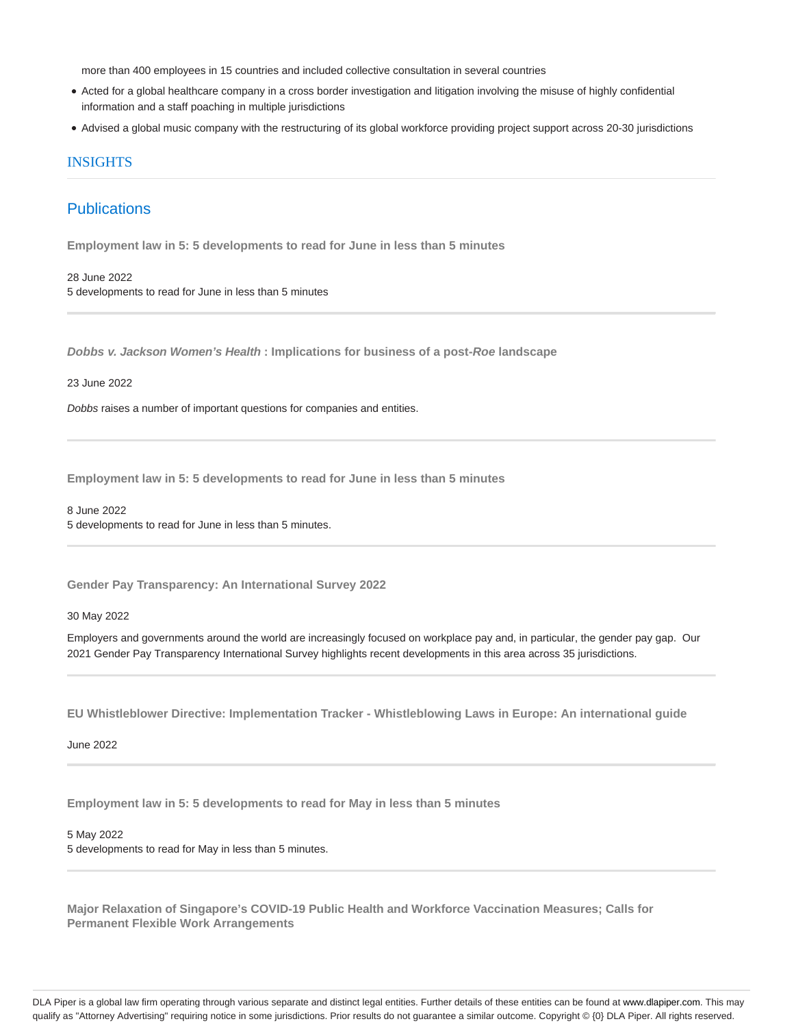more than 400 employees in 15 countries and included collective consultation in several countries

- Acted for a global healthcare company in a cross border investigation and litigation involving the misuse of highly confidential information and a staff poaching in multiple jurisdictions
- Advised a global music company with the restructuring of its global workforce providing project support across 20-30 jurisdictions

## INSIGHTS

### Publications

**Employment law in 5: 5 developments to read for June in less than 5 minutes**

28 June 2022
5 developments to read for June in less than 5 minutes

***Dobbs v. Jackson Women's Health*** **: Implications for business of a post-*Roe* landscape**

23 June 2022

*Dobbs* raises a number of important questions for companies and entities.

**Employment law in 5: 5 developments to read for June in less than 5 minutes**

8 June 2022
5 developments to read for June in less than 5 minutes.

**Gender Pay Transparency: An International Survey 2022**

30 May 2022

Employers and governments around the world are increasingly focused on workplace pay and, in particular, the gender pay gap. Our 2021 Gender Pay Transparency International Survey highlights recent developments in this area across 35 jurisdictions.

**EU Whistleblower Directive: Implementation Tracker - Whistleblowing Laws in Europe: An international guide**

June 2022

**Employment law in 5: 5 developments to read for May in less than 5 minutes**

5 May 2022
5 developments to read for May in less than 5 minutes.

**Major Relaxation of Singapore's COVID-19 Public Health and Workforce Vaccination Measures; Calls for Permanent Flexible Work Arrangements**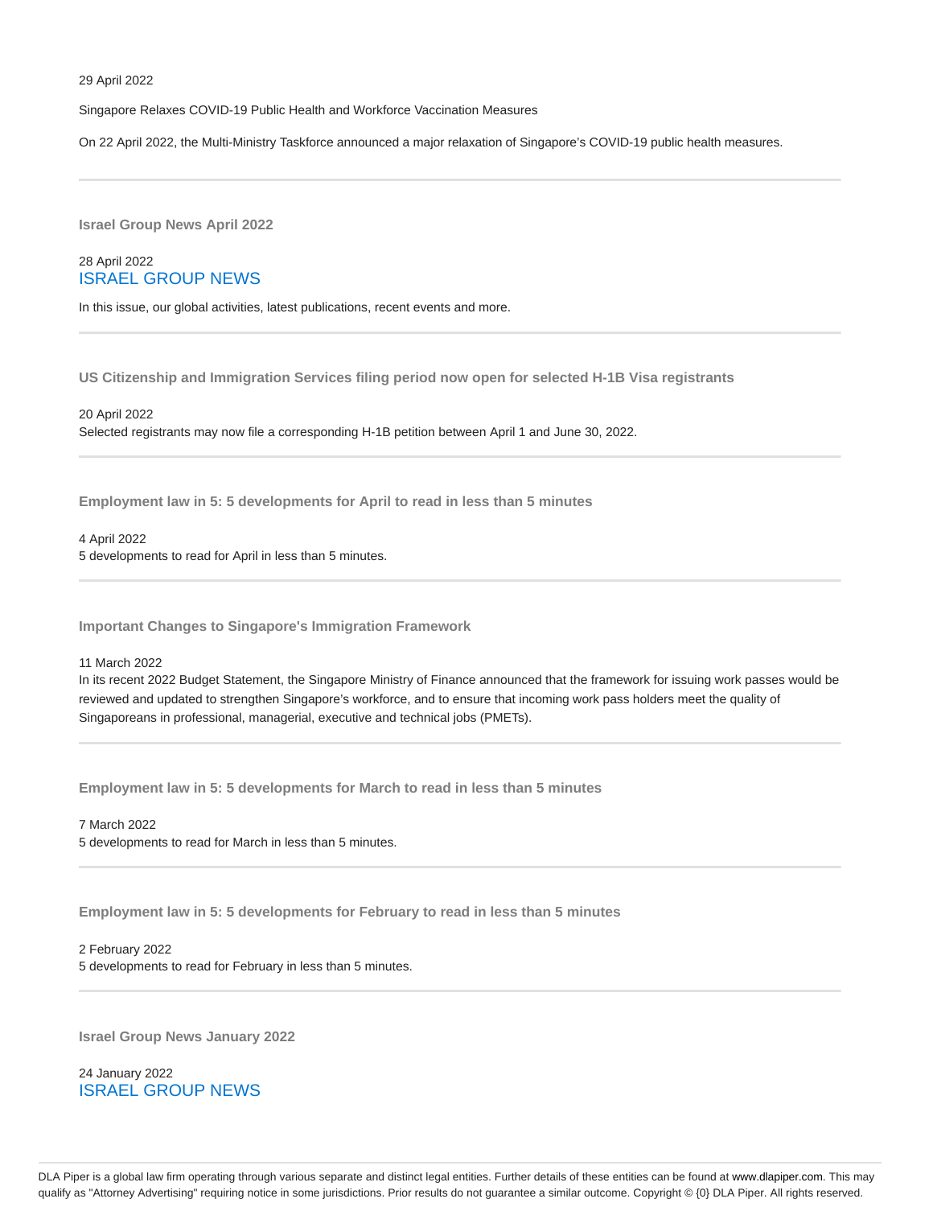29 April 2022

Singapore Relaxes COVID-19 Public Health and Workforce Vaccination Measures

On 22 April 2022, the Multi-Ministry Taskforce announced a major relaxation of Singapore's COVID-19 public health measures.

---

### Israel Group News April 2022

28 April 2022

ISRAEL GROUP NEWS

In this issue, our global activities, latest publications, recent events and more.

---

### US Citizenship and Immigration Services filing period now open for selected H-1B Visa registrants

20 April 2022

Selected registrants may now file a corresponding H-1B petition between April 1 and June 30, 2022.

---

### Employment law in 5: 5 developments for April to read in less than 5 minutes

4 April 2022

5 developments to read for April in less than 5 minutes.

---

### Important Changes to Singapore's Immigration Framework

11 March 2022

In its recent 2022 Budget Statement, the Singapore Ministry of Finance announced that the framework for issuing work passes would be reviewed and updated to strengthen Singapore's workforce, and to ensure that incoming work pass holders meet the quality of Singaporeans in professional, managerial, executive and technical jobs (PMETs).

---

### Employment law in 5: 5 developments for March to read in less than 5 minutes

7 March 2022

5 developments to read for March in less than 5 minutes.

---

### Employment law in 5: 5 developments for February to read in less than 5 minutes

2 February 2022

5 developments to read for February in less than 5 minutes.

---

### Israel Group News January 2022

24 January 2022

ISRAEL GROUP NEWS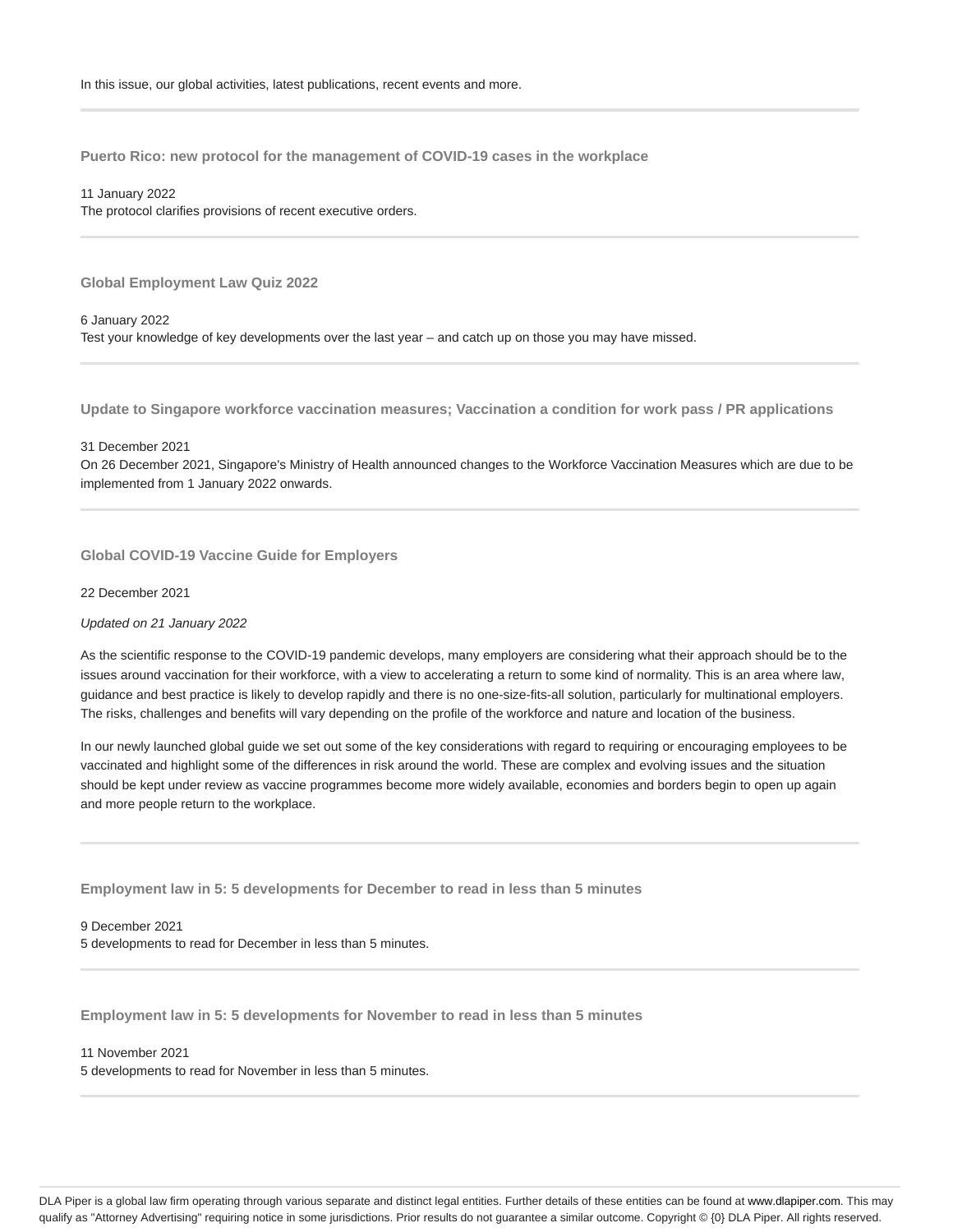In this issue, our global activities, latest publications, recent events and more.

---

### Puerto Rico: new protocol for the management of COVID-19 cases in the workplace

11 January 2022
The protocol clarifies provisions of recent executive orders.

---

### Global Employment Law Quiz 2022

6 January 2022
Test your knowledge of key developments over the last year – and catch up on those you may have missed.

---

### Update to Singapore workforce vaccination measures; Vaccination a condition for work pass / PR applications

31 December 2021
On 26 December 2021, Singapore's Ministry of Health announced changes to the Workforce Vaccination Measures which are due to be implemented from 1 January 2022 onwards.

---

### Global COVID-19 Vaccine Guide for Employers

22 December 2021

*Updated on 21 January 2022*

As the scientific response to the COVID-19 pandemic develops, many employers are considering what their approach should be to the issues around vaccination for their workforce, with a view to accelerating a return to some kind of normality. This is an area where law, guidance and best practice is likely to develop rapidly and there is no one-size-fits-all solution, particularly for multinational employers. The risks, challenges and benefits will vary depending on the profile of the workforce and nature and location of the business.

In our newly launched global guide we set out some of the key considerations with regard to requiring or encouraging employees to be vaccinated and highlight some of the differences in risk around the world. These are complex and evolving issues and the situation should be kept under review as vaccine programmes become more widely available, economies and borders begin to open up again and more people return to the workplace.

---

### Employment law in 5: 5 developments for December to read in less than 5 minutes

9 December 2021
5 developments to read for December in less than 5 minutes.

---

### Employment law in 5: 5 developments for November to read in less than 5 minutes

11 November 2021
5 developments to read for November in less than 5 minutes.

---

DLA Piper is a global law firm operating through various separate and distinct legal entities. Further details of these entities can be found at www.dlapiper.com. This may qualify as "Attorney Advertising" requiring notice in some jurisdictions. Prior results do not guarantee a similar outcome. Copyright © {0} DLA Piper. All rights reserved.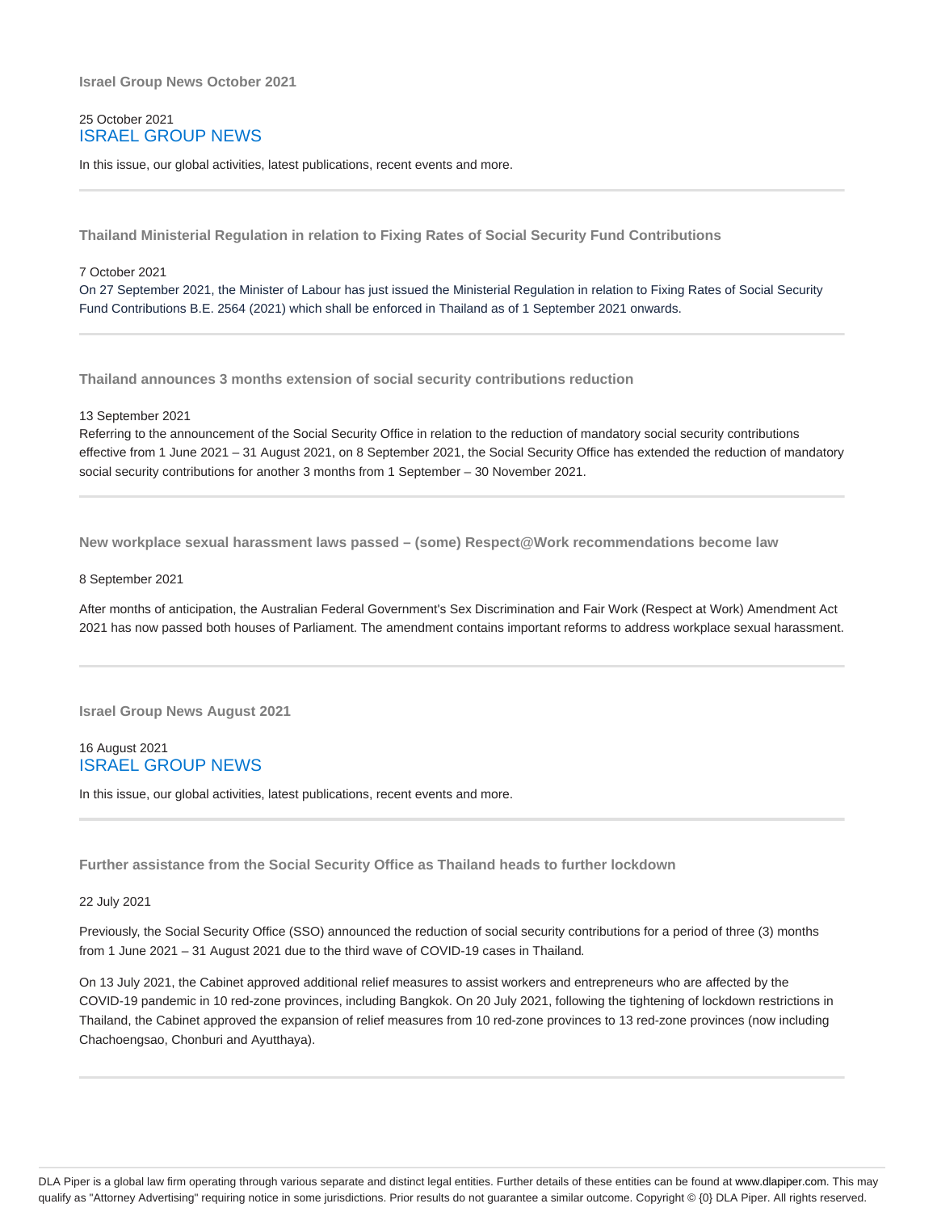### Israel Group News October 2021

25 October 2021

ISRAEL GROUP NEWS

In this issue, our global activities, latest publications, recent events and more.

---

### Thailand Ministerial Regulation in relation to Fixing Rates of Social Security Fund Contributions

7 October 2021

On 27 September 2021, the Minister of Labour has just issued the Ministerial Regulation in relation to Fixing Rates of Social Security Fund Contributions B.E. 2564 (2021) which shall be enforced in Thailand as of 1 September 2021 onwards.

---

### Thailand announces 3 months extension of social security contributions reduction

13 September 2021

Referring to the announcement of the Social Security Office in relation to the reduction of mandatory social security contributions effective from 1 June 2021 – 31 August 2021, on 8 September 2021, the Social Security Office has extended the reduction of mandatory social security contributions for another 3 months from 1 September – 30 November 2021.

---

### New workplace sexual harassment laws passed – (some) Respect@Work recommendations become law

8 September 2021

After months of anticipation, the Australian Federal Government's Sex Discrimination and Fair Work (Respect at Work) Amendment Act 2021 has now passed both houses of Parliament. The amendment contains important reforms to address workplace sexual harassment.

---

### Israel Group News August 2021

16 August 2021

ISRAEL GROUP NEWS

In this issue, our global activities, latest publications, recent events and more.

---

### Further assistance from the Social Security Office as Thailand heads to further lockdown

22 July 2021

Previously, the Social Security Office (SSO) announced the reduction of social security contributions for a period of three (3) months from 1 June 2021 – 31 August 2021 due to the third wave of COVID-19 cases in Thailand.

On 13 July 2021, the Cabinet approved additional relief measures to assist workers and entrepreneurs who are affected by the COVID-19 pandemic in 10 red-zone provinces, including Bangkok. On 20 July 2021, following the tightening of lockdown restrictions in Thailand, the Cabinet approved the expansion of relief measures from 10 red-zone provinces to 13 red-zone provinces (now including Chachoengsao, Chonburi and Ayutthaya).

---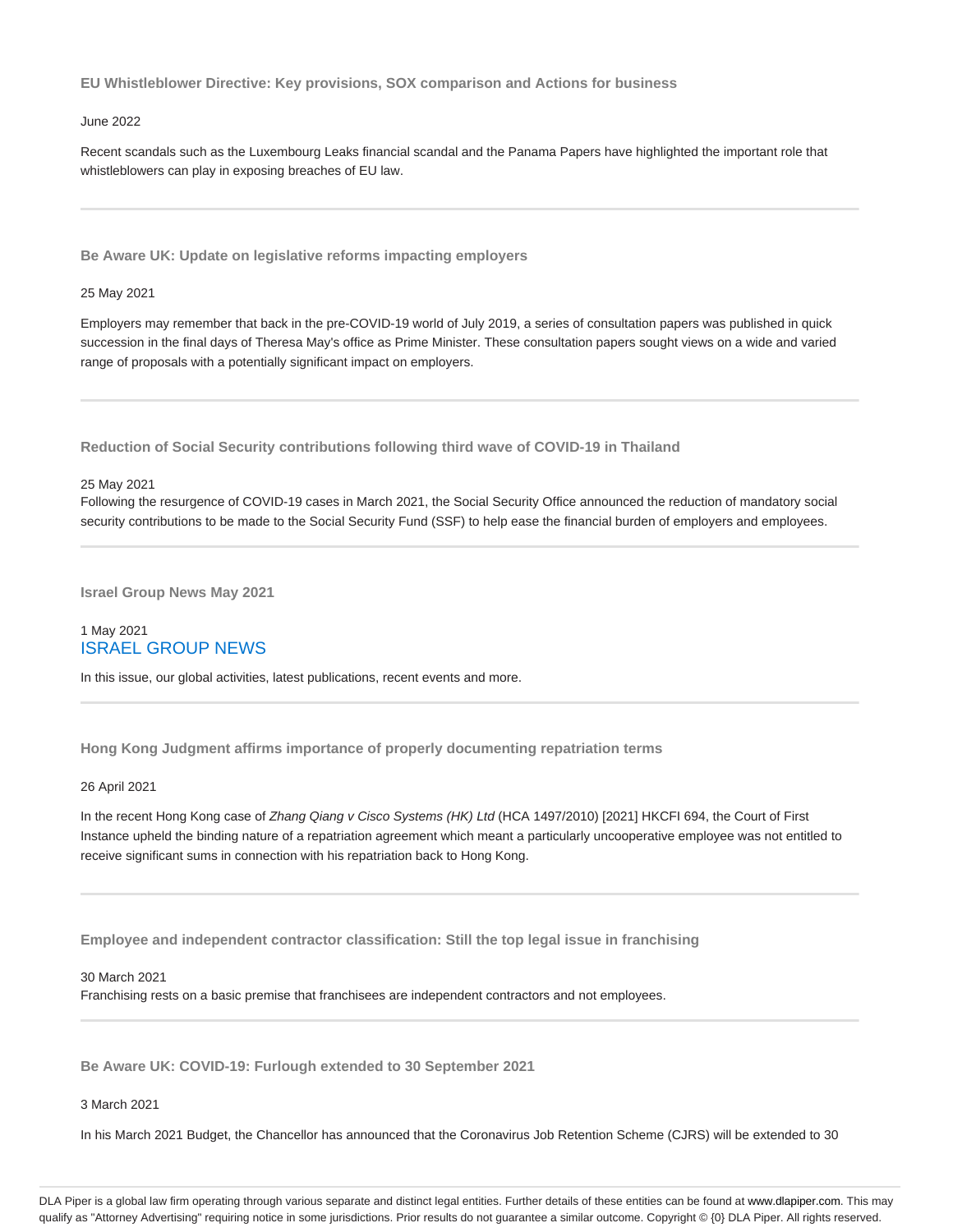### EU Whistleblower Directive: Key provisions, SOX comparison and Actions for business

June 2022

Recent scandals such as the Luxembourg Leaks financial scandal and the Panama Papers have highlighted the important role that whistleblowers can play in exposing breaches of EU law.

---

### Be Aware UK: Update on legislative reforms impacting employers

25 May 2021

Employers may remember that back in the pre-COVID-19 world of July 2019, a series of consultation papers was published in quick succession in the final days of Theresa May's office as Prime Minister. These consultation papers sought views on a wide and varied range of proposals with a potentially significant impact on employers.

---

### Reduction of Social Security contributions following third wave of COVID-19 in Thailand

25 May 2021

Following the resurgence of COVID-19 cases in March 2021, the Social Security Office announced the reduction of mandatory social security contributions to be made to the Social Security Fund (SSF) to help ease the financial burden of employers and employees.

---

### Israel Group News May 2021

1 May 2021

ISRAEL GROUP NEWS

In this issue, our global activities, latest publications, recent events and more.

---

### Hong Kong Judgment affirms importance of properly documenting repatriation terms

26 April 2021

In the recent Hong Kong case of *Zhang Qiang v Cisco Systems (HK) Ltd* (HCA 1497/2010) [2021] HKCFI 694, the Court of First Instance upheld the binding nature of a repatriation agreement which meant a particularly uncooperative employee was not entitled to receive significant sums in connection with his repatriation back to Hong Kong.

---

### Employee and independent contractor classification: Still the top legal issue in franchising

30 March 2021

Franchising rests on a basic premise that franchisees are independent contractors and not employees.

---

### Be Aware UK: COVID-19: Furlough extended to 30 September 2021

3 March 2021

In his March 2021 Budget, the Chancellor has announced that the Coronavirus Job Retention Scheme (CJRS) will be extended to 30

DLA Piper is a global law firm operating through various separate and distinct legal entities. Further details of these entities can be found at www.dlapiper.com. This may qualify as "Attorney Advertising" requiring notice in some jurisdictions. Prior results do not guarantee a similar outcome. Copyright © {0} DLA Piper. All rights reserved.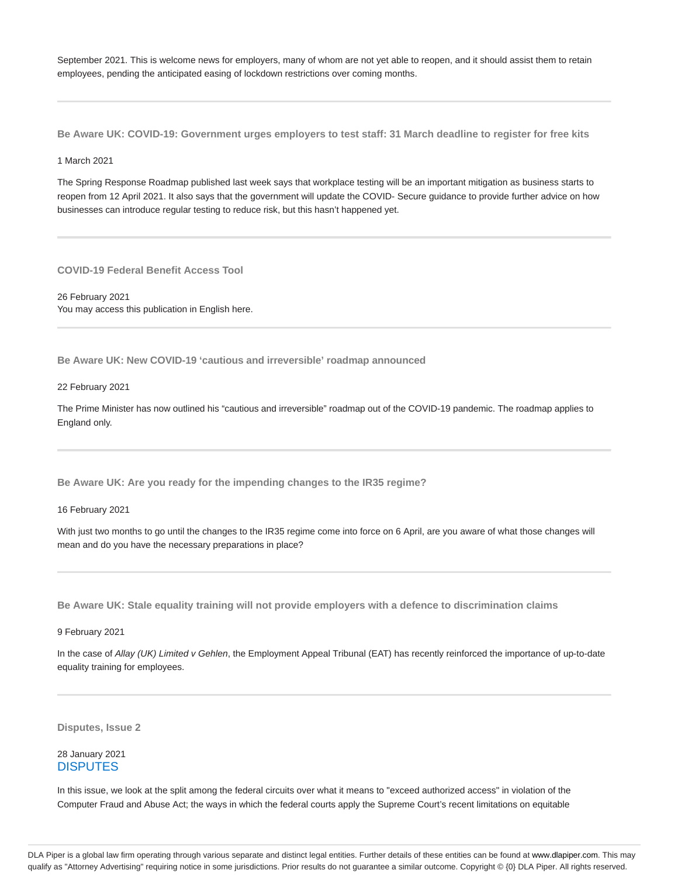September 2021. This is welcome news for employers, many of whom are not yet able to reopen, and it should assist them to retain employees, pending the anticipated easing of lockdown restrictions over coming months.

---

### Be Aware UK: COVID-19: Government urges employers to test staff: 31 March deadline to register for free kits

1 March 2021

The Spring Response Roadmap published last week says that workplace testing will be an important mitigation as business starts to reopen from 12 April 2021. It also says that the government will update the COVID- Secure guidance to provide further advice on how businesses can introduce regular testing to reduce risk, but this hasn't happened yet.

---

### COVID-19 Federal Benefit Access Tool

26 February 2021
You may access this publication in English here.

---

### Be Aware UK: New COVID-19 'cautious and irreversible' roadmap announced

22 February 2021

The Prime Minister has now outlined his "cautious and irreversible" roadmap out of the COVID-19 pandemic. The roadmap applies to England only.

---

### Be Aware UK: Are you ready for the impending changes to the IR35 regime?

16 February 2021

With just two months to go until the changes to the IR35 regime come into force on 6 April, are you aware of what those changes will mean and do you have the necessary preparations in place?

---

### Be Aware UK: Stale equality training will not provide employers with a defence to discrimination claims

9 February 2021

In the case of *Allay (UK) Limited v Gehlen*, the Employment Appeal Tribunal (EAT) has recently reinforced the importance of up-to-date equality training for employees.

---

### Disputes, Issue 2

28 January 2021
DISPUTES

In this issue, we look at the split among the federal circuits over what it means to "exceed authorized access" in violation of the Computer Fraud and Abuse Act; the ways in which the federal courts apply the Supreme Court's recent limitations on equitable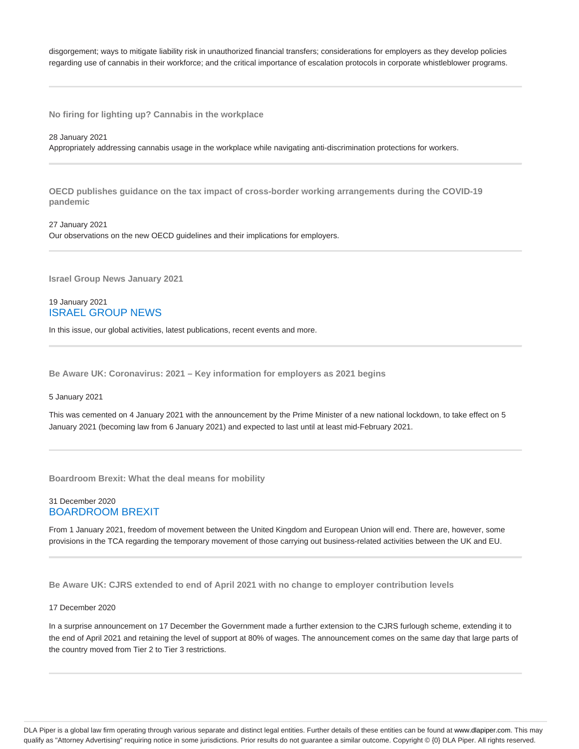disgorgement; ways to mitigate liability risk in unauthorized financial transfers; considerations for employers as they develop policies regarding use of cannabis in their workforce; and the critical importance of escalation protocols in corporate whistleblower programs.

---

**No firing for lighting up? Cannabis in the workplace**

28 January 2021

Appropriately addressing cannabis usage in the workplace while navigating anti-discrimination protections for workers.

---

**OECD publishes guidance on the tax impact of cross-border working arrangements during the COVID-19 pandemic**

27 January 2021

Our observations on the new OECD guidelines and their implications for employers.

---

**Israel Group News January 2021**

19 January 2021

ISRAEL GROUP NEWS

In this issue, our global activities, latest publications, recent events and more.

---

**Be Aware UK: Coronavirus: 2021 – Key information for employers as 2021 begins**

5 January 2021

This was cemented on 4 January 2021 with the announcement by the Prime Minister of a new national lockdown, to take effect on 5 January 2021 (becoming law from 6 January 2021) and expected to last until at least mid-February 2021.

---

**Boardroom Brexit: What the deal means for mobility**

31 December 2020

BOARDROOM BREXIT

From 1 January 2021, freedom of movement between the United Kingdom and European Union will end. There are, however, some provisions in the TCA regarding the temporary movement of those carrying out business-related activities between the UK and EU.

---

**Be Aware UK: CJRS extended to end of April 2021 with no change to employer contribution levels**

17 December 2020

In a surprise announcement on 17 December the Government made a further extension to the CJRS furlough scheme, extending it to the end of April 2021 and retaining the level of support at 80% of wages. The announcement comes on the same day that large parts of the country moved from Tier 2 to Tier 3 restrictions.

---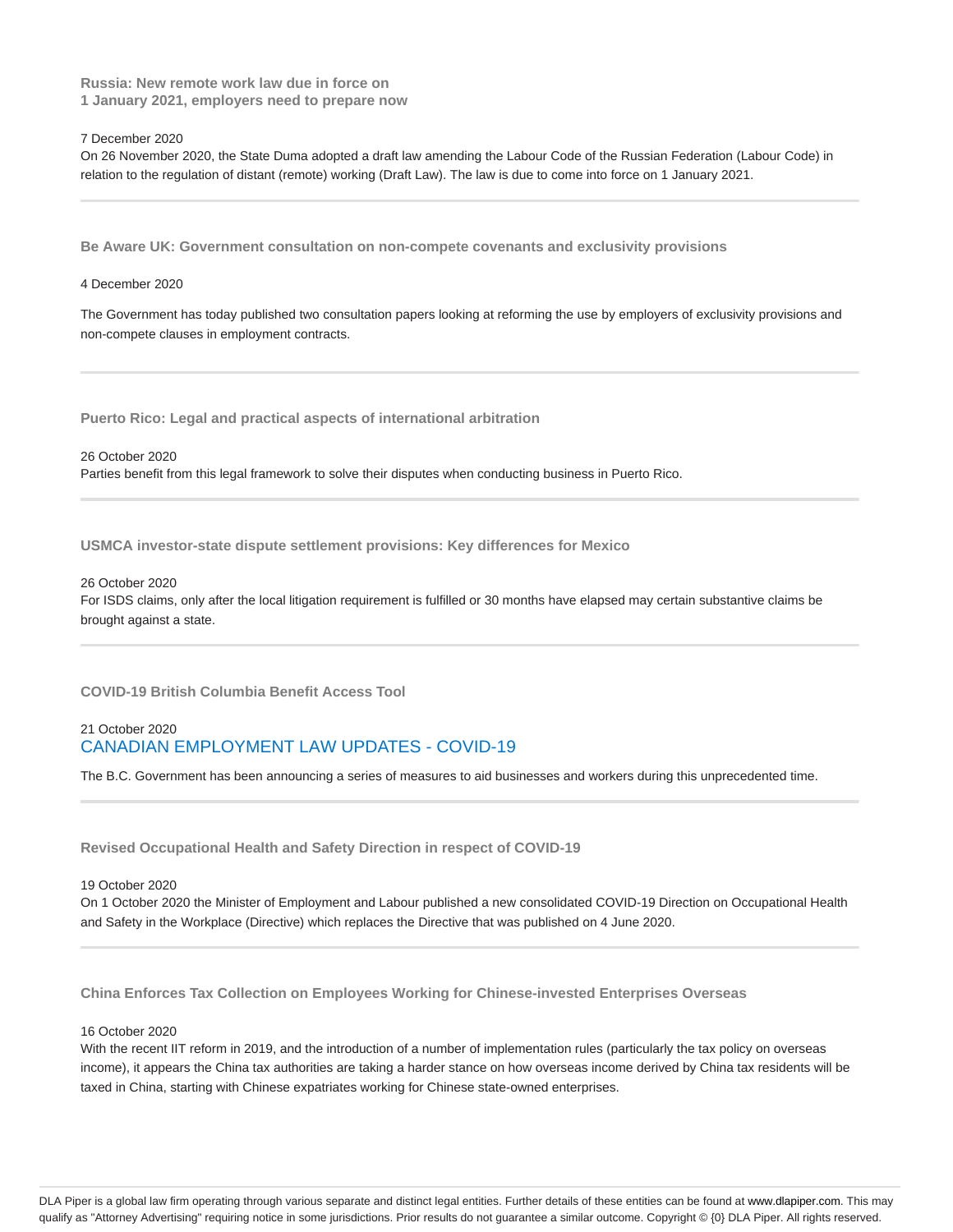### Russia: New remote work law due in force on 1 January 2021, employers need to prepare now

7 December 2020

On 26 November 2020, the State Duma adopted a draft law amending the Labour Code of the Russian Federation (Labour Code) in relation to the regulation of distant (remote) working (Draft Law). The law is due to come into force on 1 January 2021.

---

### Be Aware UK: Government consultation on non-compete covenants and exclusivity provisions

4 December 2020

The Government has today published two consultation papers looking at reforming the use by employers of exclusivity provisions and non-compete clauses in employment contracts.

---

### Puerto Rico: Legal and practical aspects of international arbitration

26 October 2020

Parties benefit from this legal framework to solve their disputes when conducting business in Puerto Rico.

---

### USMCA investor-state dispute settlement provisions: Key differences for Mexico

26 October 2020

For ISDS claims, only after the local litigation requirement is fulfilled or 30 months have elapsed may certain substantive claims be brought against a state.

---

### COVID-19 British Columbia Benefit Access Tool

21 October 2020

CANADIAN EMPLOYMENT LAW UPDATES - COVID-19

The B.C. Government has been announcing a series of measures to aid businesses and workers during this unprecedented time.

---

### Revised Occupational Health and Safety Direction in respect of COVID-19

19 October 2020

On 1 October 2020 the Minister of Employment and Labour published a new consolidated COVID-19 Direction on Occupational Health and Safety in the Workplace (Directive) which replaces the Directive that was published on 4 June 2020.

---

### China Enforces Tax Collection on Employees Working for Chinese-invested Enterprises Overseas

16 October 2020

With the recent IIT reform in 2019, and the introduction of a number of implementation rules (particularly the tax policy on overseas income), it appears the China tax authorities are taking a harder stance on how overseas income derived by China tax residents will be taxed in China, starting with Chinese expatriates working for Chinese state-owned enterprises.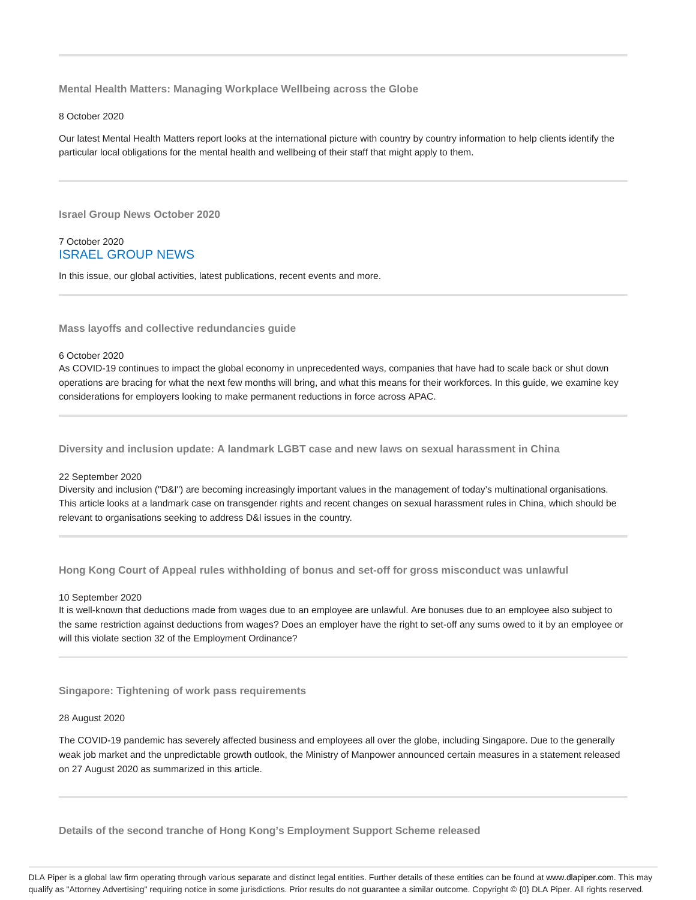---

### Mental Health Matters: Managing Workplace Wellbeing across the Globe

8 October 2020

Our latest Mental Health Matters report looks at the international picture with country by country information to help clients identify the particular local obligations for the mental health and wellbeing of their staff that might apply to them.

---

### Israel Group News October 2020

7 October 2020
ISRAEL GROUP NEWS

In this issue, our global activities, latest publications, recent events and more.

---

### Mass layoffs and collective redundancies guide

6 October 2020
As COVID-19 continues to impact the global economy in unprecedented ways, companies that have had to scale back or shut down operations are bracing for what the next few months will bring, and what this means for their workforces. In this guide, we examine key considerations for employers looking to make permanent reductions in force across APAC.

---

### Diversity and inclusion update: A landmark LGBT case and new laws on sexual harassment in China

22 September 2020
Diversity and inclusion ("D&I") are becoming increasingly important values in the management of today's multinational organisations. This article looks at a landmark case on transgender rights and recent changes on sexual harassment rules in China, which should be relevant to organisations seeking to address D&I issues in the country.

---

### Hong Kong Court of Appeal rules withholding of bonus and set-off for gross misconduct was unlawful

10 September 2020
It is well-known that deductions made from wages due to an employee are unlawful. Are bonuses due to an employee also subject to the same restriction against deductions from wages? Does an employer have the right to set-off any sums owed to it by an employee or will this violate section 32 of the Employment Ordinance?

---

### Singapore: Tightening of work pass requirements

28 August 2020

The COVID-19 pandemic has severely affected business and employees all over the globe, including Singapore. Due to the generally weak job market and the unpredictable growth outlook, the Ministry of Manpower announced certain measures in a statement released on 27 August 2020 as summarized in this article.

---

### Details of the second tranche of Hong Kong's Employment Support Scheme released

DLA Piper is a global law firm operating through various separate and distinct legal entities. Further details of these entities can be found at www.dlapiper.com. This may qualify as "Attorney Advertising" requiring notice in some jurisdictions. Prior results do not guarantee a similar outcome. Copyright © {0} DLA Piper. All rights reserved.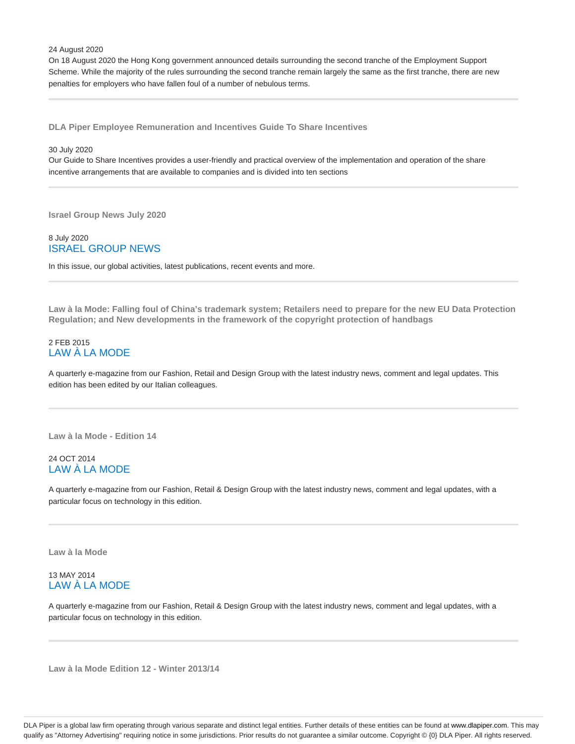24 August 2020

On 18 August 2020 the Hong Kong government announced details surrounding the second tranche of the Employment Support Scheme. While the majority of the rules surrounding the second tranche remain largely the same as the first tranche, there are new penalties for employers who have fallen foul of a number of nebulous terms.

---

**DLA Piper Employee Remuneration and Incentives Guide To Share Incentives**

30 July 2020

Our Guide to Share Incentives provides a user-friendly and practical overview of the implementation and operation of the share incentive arrangements that are available to companies and is divided into ten sections

---

**Israel Group News July 2020**

8 July 2020

ISRAEL GROUP NEWS

In this issue, our global activities, latest publications, recent events and more.

---

**Law à la Mode: Falling foul of China's trademark system; Retailers need to prepare for the new EU Data Protection Regulation; and New developments in the framework of the copyright protection of handbags**

2 FEB 2015

LAW À LA MODE

A quarterly e-magazine from our Fashion, Retail and Design Group with the latest industry news, comment and legal updates. This edition has been edited by our Italian colleagues.

---

**Law à la Mode - Edition 14**

24 OCT 2014

LAW À LA MODE

A quarterly e-magazine from our Fashion, Retail & Design Group with the latest industry news, comment and legal updates, with a particular focus on technology in this edition.

---

**Law à la Mode**

13 MAY 2014

LAW À LA MODE

A quarterly e-magazine from our Fashion, Retail & Design Group with the latest industry news, comment and legal updates, with a particular focus on technology in this edition.

---

**Law à la Mode Edition 12 - Winter 2013/14**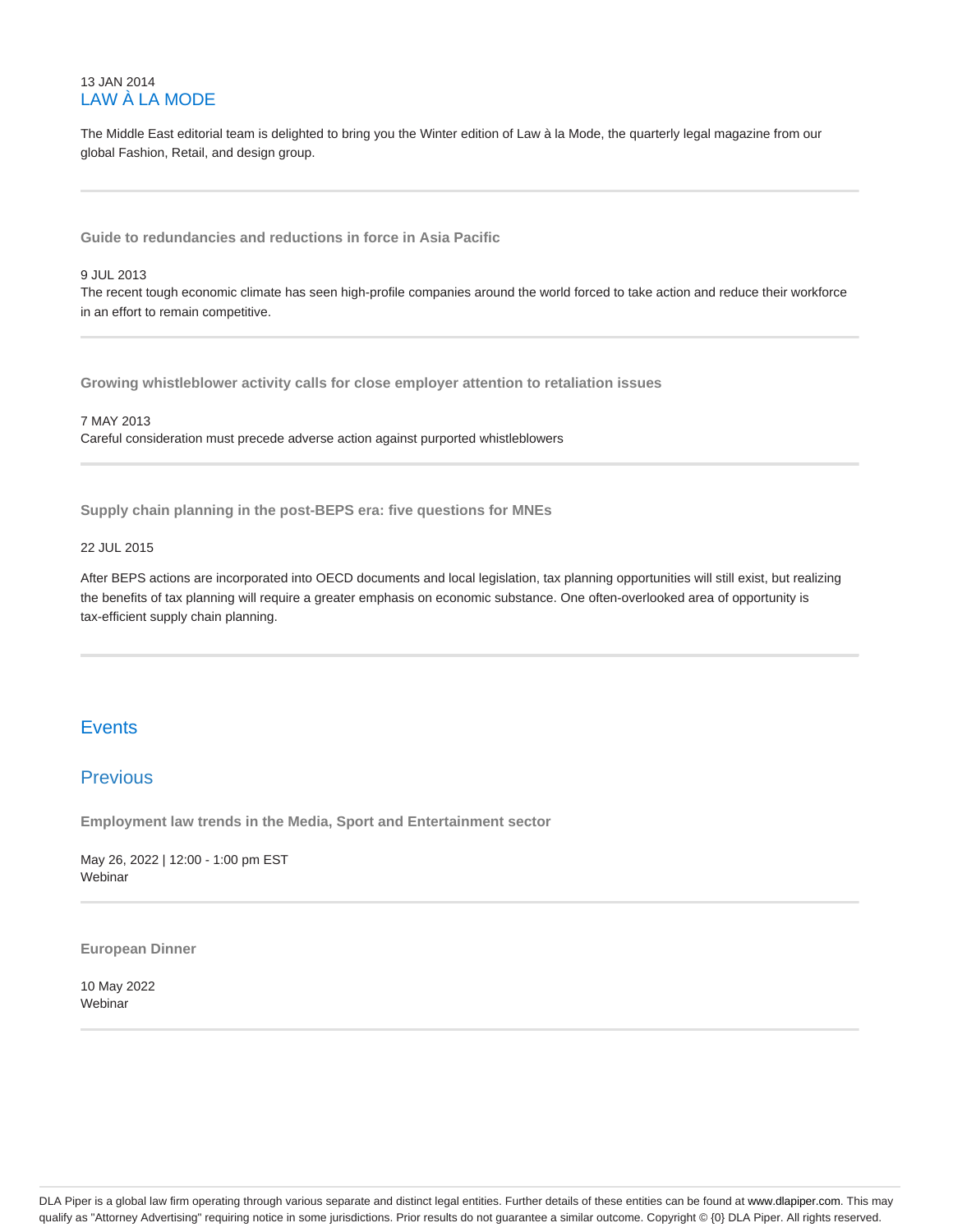13 JAN 2014

### LAW À LA MODE

The Middle East editorial team is delighted to bring you the Winter edition of Law à la Mode, the quarterly legal magazine from our global Fashion, Retail, and design group.

---

**Guide to redundancies and reductions in force in Asia Pacific**

9 JUL 2013

The recent tough economic climate has seen high-profile companies around the world forced to take action and reduce their workforce in an effort to remain competitive.

---

**Growing whistleblower activity calls for close employer attention to retaliation issues**

7 MAY 2013

Careful consideration must precede adverse action against purported whistleblowers

---

**Supply chain planning in the post-BEPS era: five questions for MNEs**

22 JUL 2015

After BEPS actions are incorporated into OECD documents and local legislation, tax planning opportunities will still exist, but realizing the benefits of tax planning will require a greater emphasis on economic substance. One often-overlooked area of opportunity is tax-efficient supply chain planning.

---

## Events

## Previous

**Employment law trends in the Media, Sport and Entertainment sector**

May 26, 2022 | 12:00 - 1:00 pm EST

Webinar

---

**European Dinner**

10 May 2022

Webinar

---

DLA Piper is a global law firm operating through various separate and distinct legal entities. Further details of these entities can be found at www.dlapiper.com. This may qualify as "Attorney Advertising" requiring notice in some jurisdictions. Prior results do not guarantee a similar outcome. Copyright © {0} DLA Piper. All rights reserved.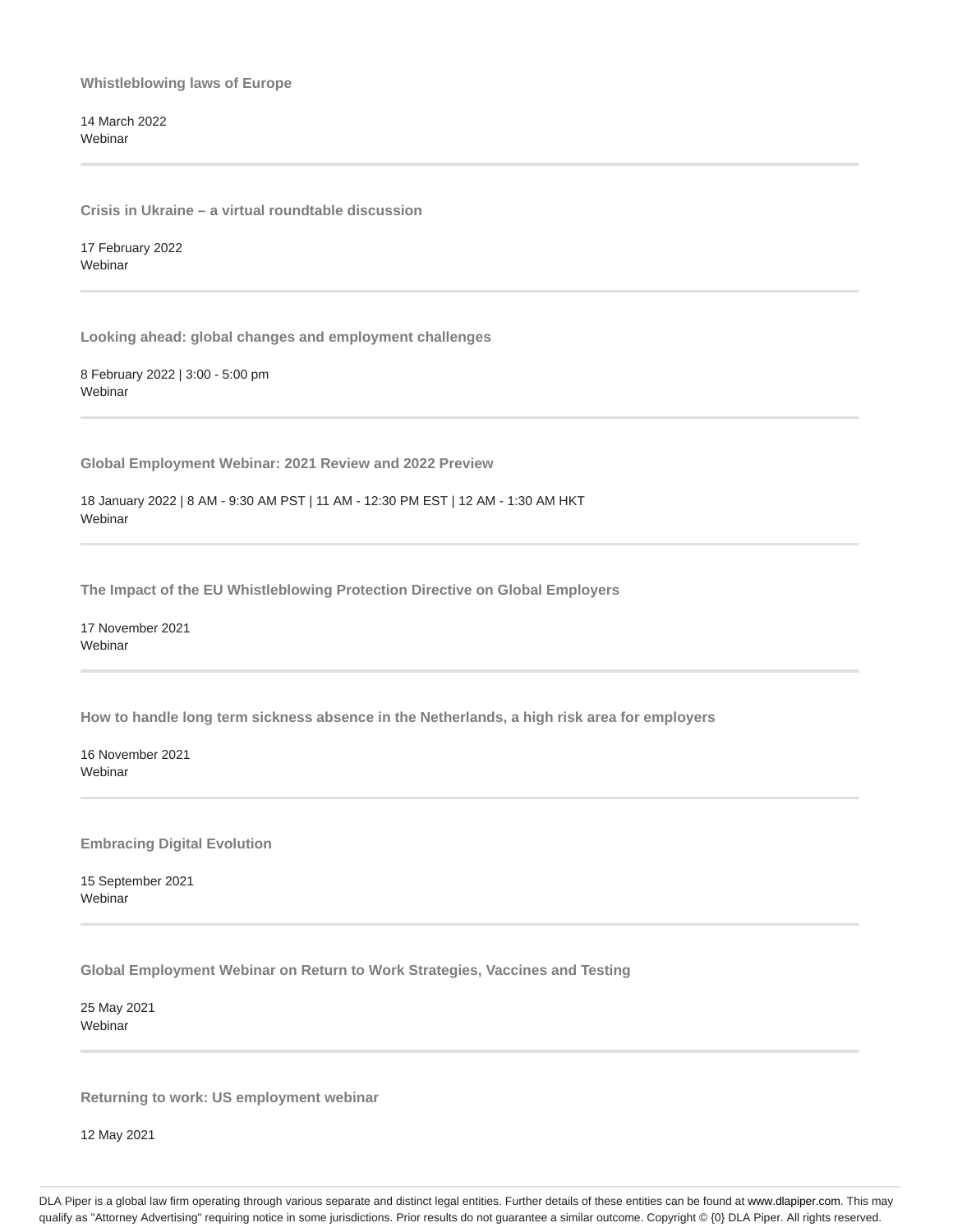**Whistleblowing laws of Europe**

14 March 2022
Webinar

---

**Crisis in Ukraine – a virtual roundtable discussion**

17 February 2022
Webinar

---

**Looking ahead: global changes and employment challenges**

8 February 2022 | 3:00 - 5:00 pm
Webinar

---

**Global Employment Webinar: 2021 Review and 2022 Preview**

18 January 2022 | 8 AM - 9:30 AM PST | 11 AM - 12:30 PM EST | 12 AM - 1:30 AM HKT
Webinar

---

**The Impact of the EU Whistleblowing Protection Directive on Global Employers**

17 November 2021
Webinar

---

**How to handle long term sickness absence in the Netherlands, a high risk area for employers**

16 November 2021
Webinar

---

**Embracing Digital Evolution**

15 September 2021
Webinar

---

**Global Employment Webinar on Return to Work Strategies, Vaccines and Testing**

25 May 2021
Webinar

---

**Returning to work: US employment webinar**

12 May 2021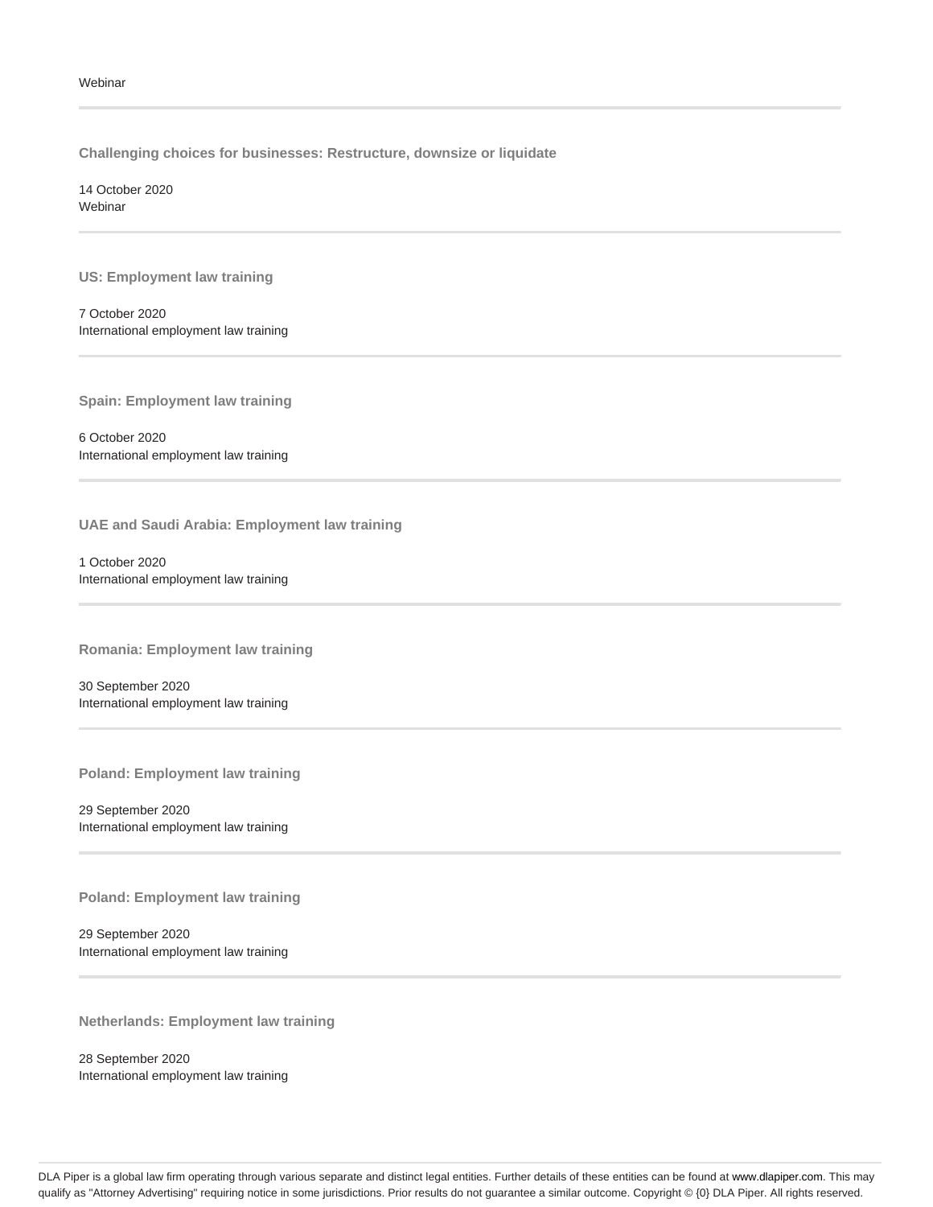Webinar

---

**Challenging choices for businesses: Restructure, downsize or liquidate**

14 October 2020
Webinar

---

**US: Employment law training**

7 October 2020
International employment law training

---

**Spain: Employment law training**

6 October 2020
International employment law training

---

**UAE and Saudi Arabia: Employment law training**

1 October 2020
International employment law training

---

**Romania: Employment law training**

30 September 2020
International employment law training

---

**Poland: Employment law training**

29 September 2020
International employment law training

---

**Poland: Employment law training**

29 September 2020
International employment law training

---

**Netherlands: Employment law training**

28 September 2020
International employment law training

DLA Piper is a global law firm operating through various separate and distinct legal entities. Further details of these entities can be found at www.dlapiper.com. This may qualify as "Attorney Advertising" requiring notice in some jurisdictions. Prior results do not guarantee a similar outcome. Copyright © {0} DLA Piper. All rights reserved.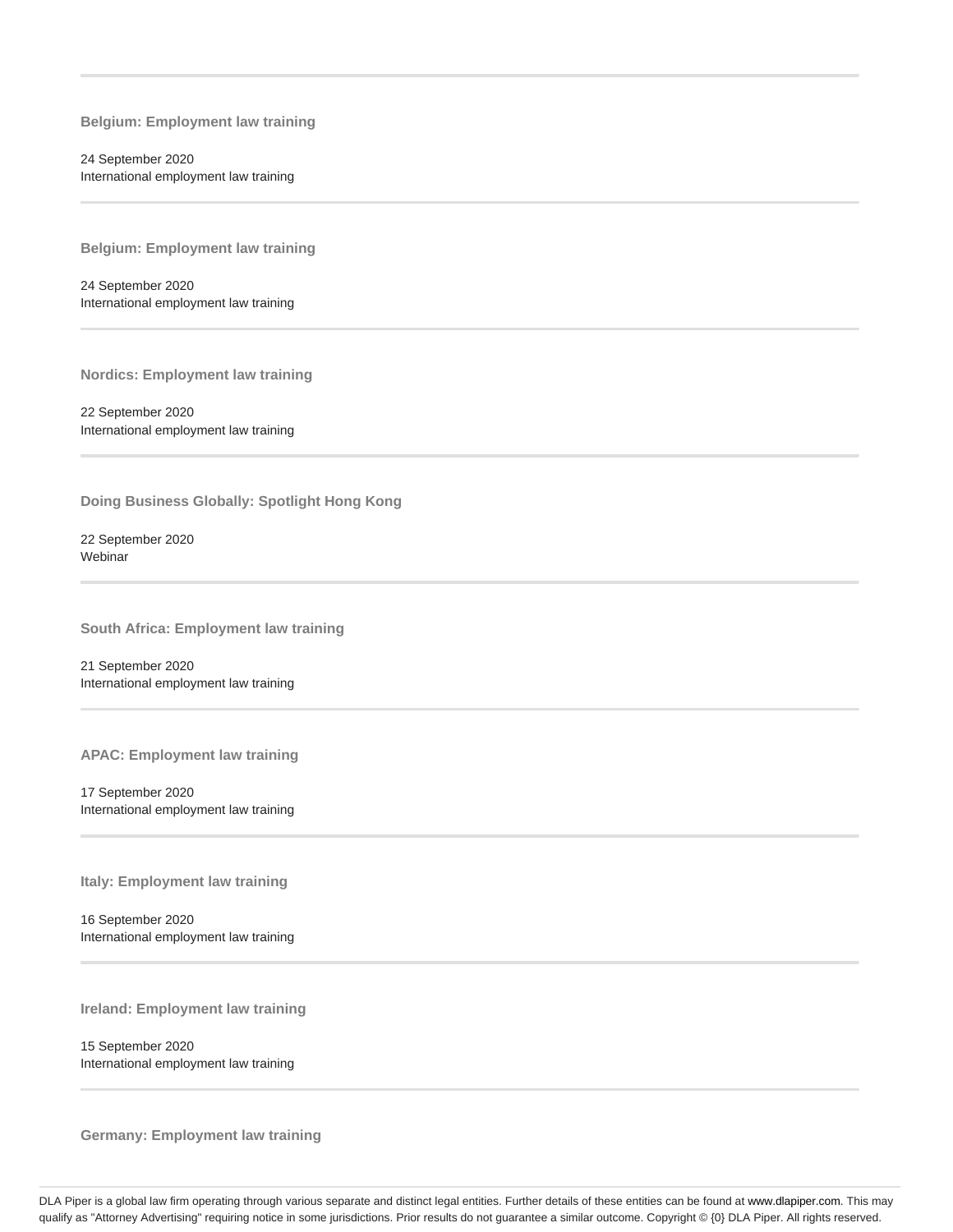**Belgium: Employment law training**

24 September 2020
International employment law training

---

**Belgium: Employment law training**

24 September 2020
International employment law training

---

**Nordics: Employment law training**

22 September 2020
International employment law training

---

**Doing Business Globally: Spotlight Hong Kong**

22 September 2020
Webinar

---

**South Africa: Employment law training**

21 September 2020
International employment law training

---

**APAC: Employment law training**

17 September 2020
International employment law training

---

**Italy: Employment law training**

16 September 2020
International employment law training

---

**Ireland: Employment law training**

15 September 2020
International employment law training

---

**Germany: Employment law training**

DLA Piper is a global law firm operating through various separate and distinct legal entities. Further details of these entities can be found at www.dlapiper.com. This may qualify as "Attorney Advertising" requiring notice in some jurisdictions. Prior results do not guarantee a similar outcome. Copyright © {0} DLA Piper. All rights reserved.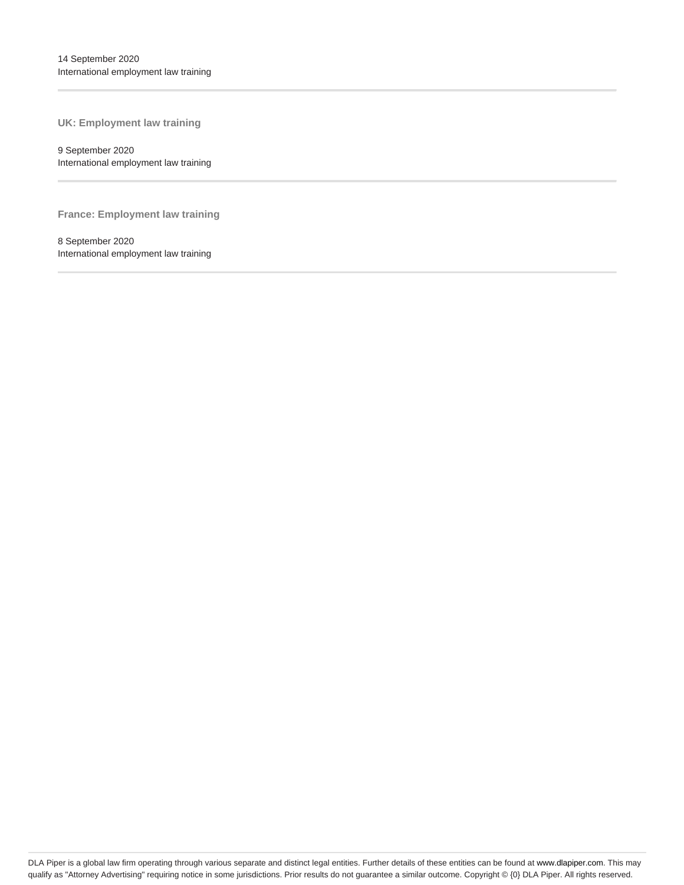14 September 2020
International employment law training

---

**UK: Employment law training**

9 September 2020
International employment law training

---

**France: Employment law training**

8 September 2020
International employment law training

---